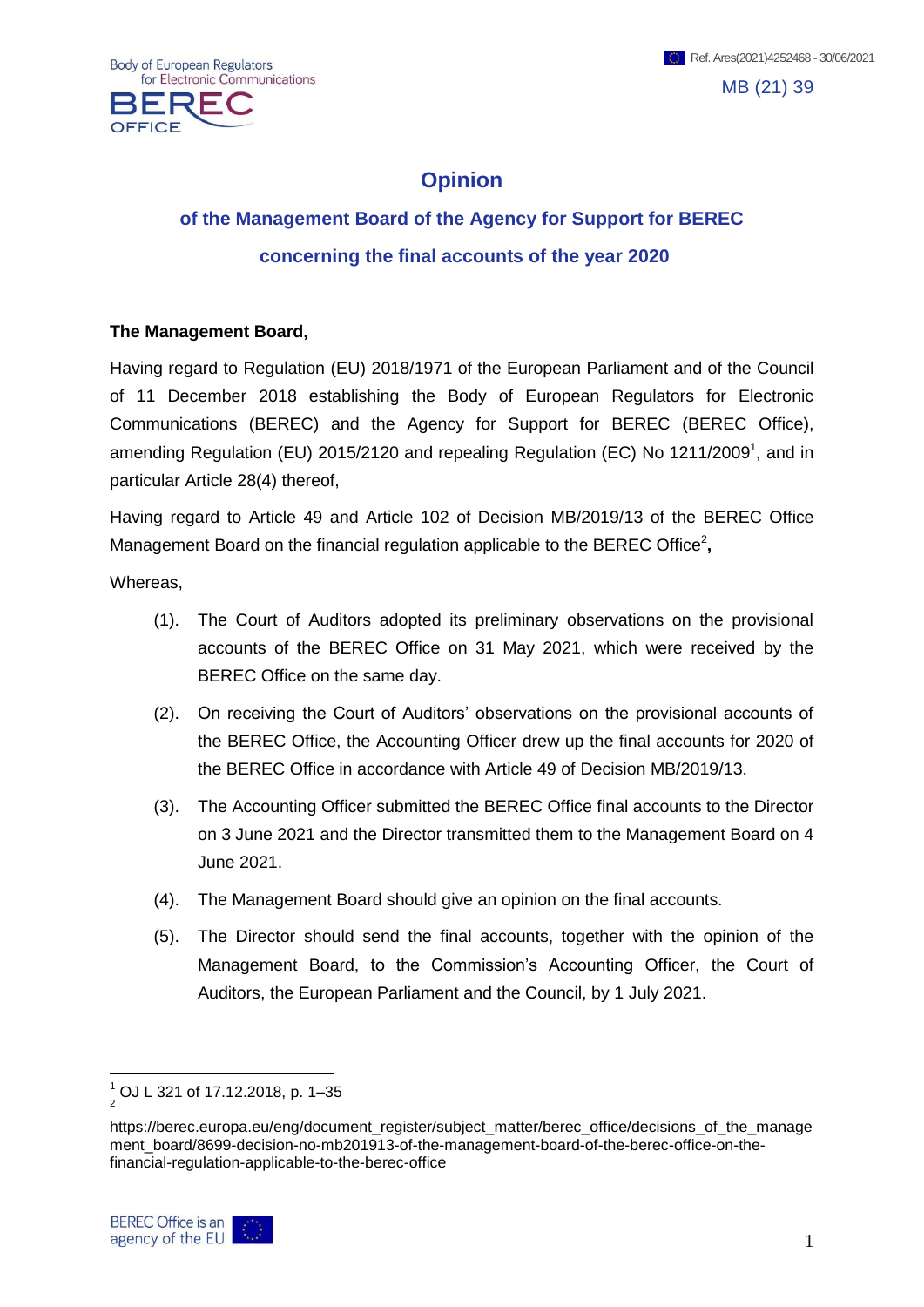Ref. Ares(2021)4252468 - 30/06/2021

MB (21) 39

# Opinion

## of the Management Board of the Agency for Support for BEREC

## concerning the final accounts of the year 2020

**The Management Board,**

Having regard to Regulation (EU) 2018/1971 of the European Parliament and of the Council of 11 December 2018 establishing the Body of European Regulators for Electronic Communications (BEREC) and the Agency for Support for BEREC (BEREC Office), amending Regulation (EU) 2015/2120 and repealing Regulation (EC) No 1211/2009[1], and in particular Article 28(4) thereof,

Having regard to Article 49 and Article 102 of Decision MB/2019/13 of the BEREC Office Management Board on the financial regulation applicable to the BEREC Office[2]**,**

Whereas,

(1). The Court of Auditors adopted its preliminary observations on the provisional accounts of the BEREC Office on 31 May 2021, which were received by the BEREC Office on the same day.

(2). On receiving the Court of Auditors' observations on the provisional accounts of the BEREC Office, the Accounting Officer drew up the final accounts for 2020 of the BEREC Office in accordance with Article 49 of Decision MB/2019/13.

(3). The Accounting Officer submitted the BEREC Office final accounts to the Director on 3 June 2021 and the Director transmitted them to the Management Board on 4 June 2021.

(4). The Management Board should give an opinion on the final accounts.

(5). The Director should send the final accounts, together with the opinion of the Management Board, to the Commission's Accounting Officer, the Court of Auditors, the European Parliament and the Council, by 1 July 2021.

[1] OJ L 321 of 17.12.2018, p. 1–35

[2] https://berec.europa.eu/eng/document_register/subject_matter/berec_office/decisions_of_the_management_board/8699-decision-no-mb201913-of-the-management-board-of-the-berec-office-on-the-financial-regulation-applicable-to-the-berec-office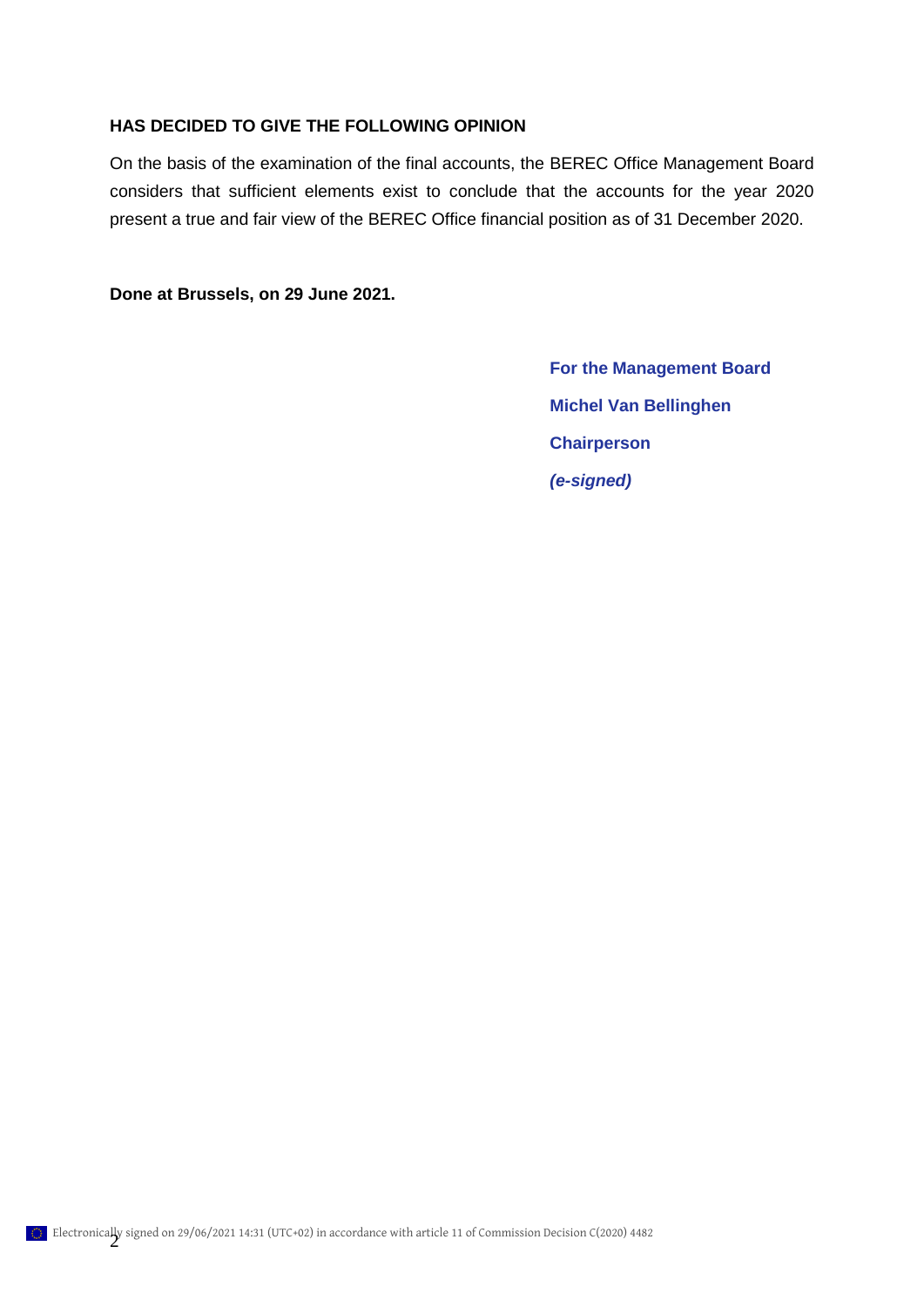**HAS DECIDED TO GIVE THE FOLLOWING OPINION**

On the basis of the examination of the final accounts, the BEREC Office Management Board considers that sufficient elements exist to conclude that the accounts for the year 2020 present a true and fair view of the BEREC Office financial position as of 31 December 2020.

**Done at Brussels, on 29 June 2021.**

**For the Management Board**

**Michel Van Bellinghen**

**Chairperson**

***(e-signed)***

Electronically signed on 29/06/2021 14:31 (UTC+02) in accordance with article 11 of Commission Decision C(2020) 4482